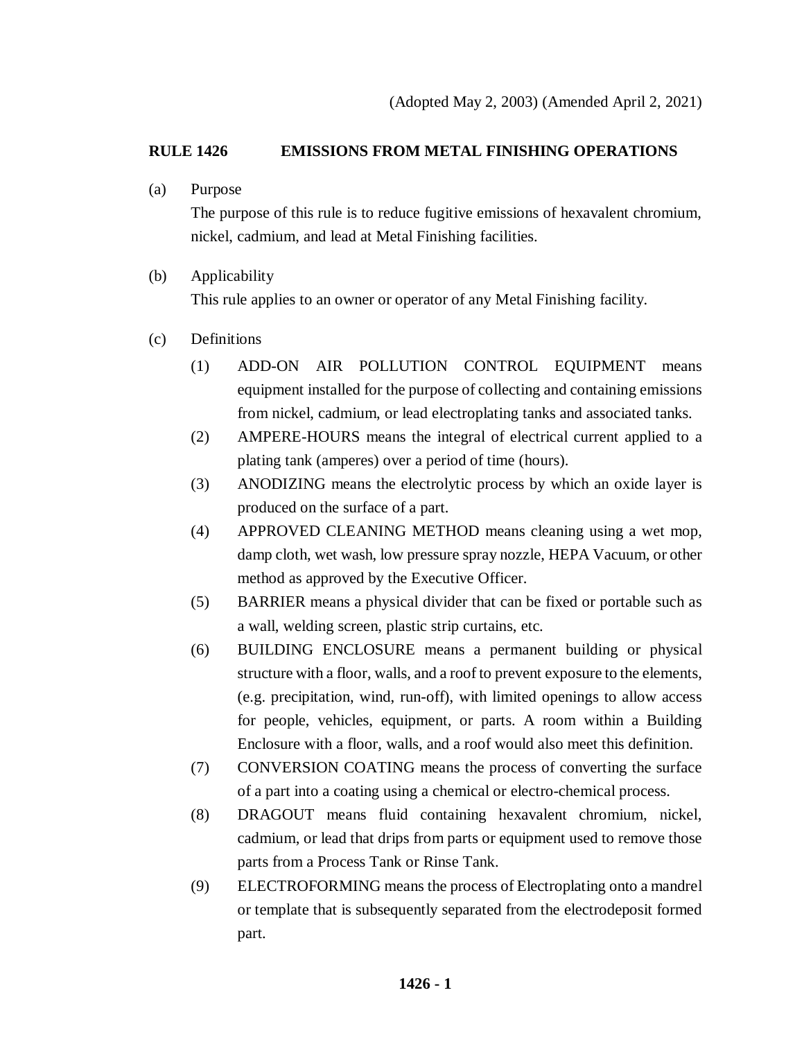(Adopted May 2, 2003) (Amended April 2, 2021)

# RULE 1426 EMISSIONS FROM METAL FINISHING OPERATIONS

(a) Purpose

The purpose of this rule is to reduce fugitive emissions of hexavalent chromium, nickel, cadmium, and lead at Metal Finishing facilities.

(b) Applicability

This rule applies to an owner or operator of any Metal Finishing facility.

(c) Definitions

(1) ADD-ON AIR POLLUTION CONTROL EQUIPMENT means equipment installed for the purpose of collecting and containing emissions from nickel, cadmium, or lead electroplating tanks and associated tanks.

(2) AMPERE-HOURS means the integral of electrical current applied to a plating tank (amperes) over a period of time (hours).

(3) ANODIZING means the electrolytic process by which an oxide layer is produced on the surface of a part.

(4) APPROVED CLEANING METHOD means cleaning using a wet mop, damp cloth, wet wash, low pressure spray nozzle, HEPA Vacuum, or other method as approved by the Executive Officer.

(5) BARRIER means a physical divider that can be fixed or portable such as a wall, welding screen, plastic strip curtains, etc.

(6) BUILDING ENCLOSURE means a permanent building or physical structure with a floor, walls, and a roof to prevent exposure to the elements, (e.g. precipitation, wind, run-off), with limited openings to allow access for people, vehicles, equipment, or parts. A room within a Building Enclosure with a floor, walls, and a roof would also meet this definition.

(7) CONVERSION COATING means the process of converting the surface of a part into a coating using a chemical or electro-chemical process.

(8) DRAGOUT means fluid containing hexavalent chromium, nickel, cadmium, or lead that drips from parts or equipment used to remove those parts from a Process Tank or Rinse Tank.

(9) ELECTROFORMING means the process of Electroplating onto a mandrel or template that is subsequently separated from the electrodeposit formed part.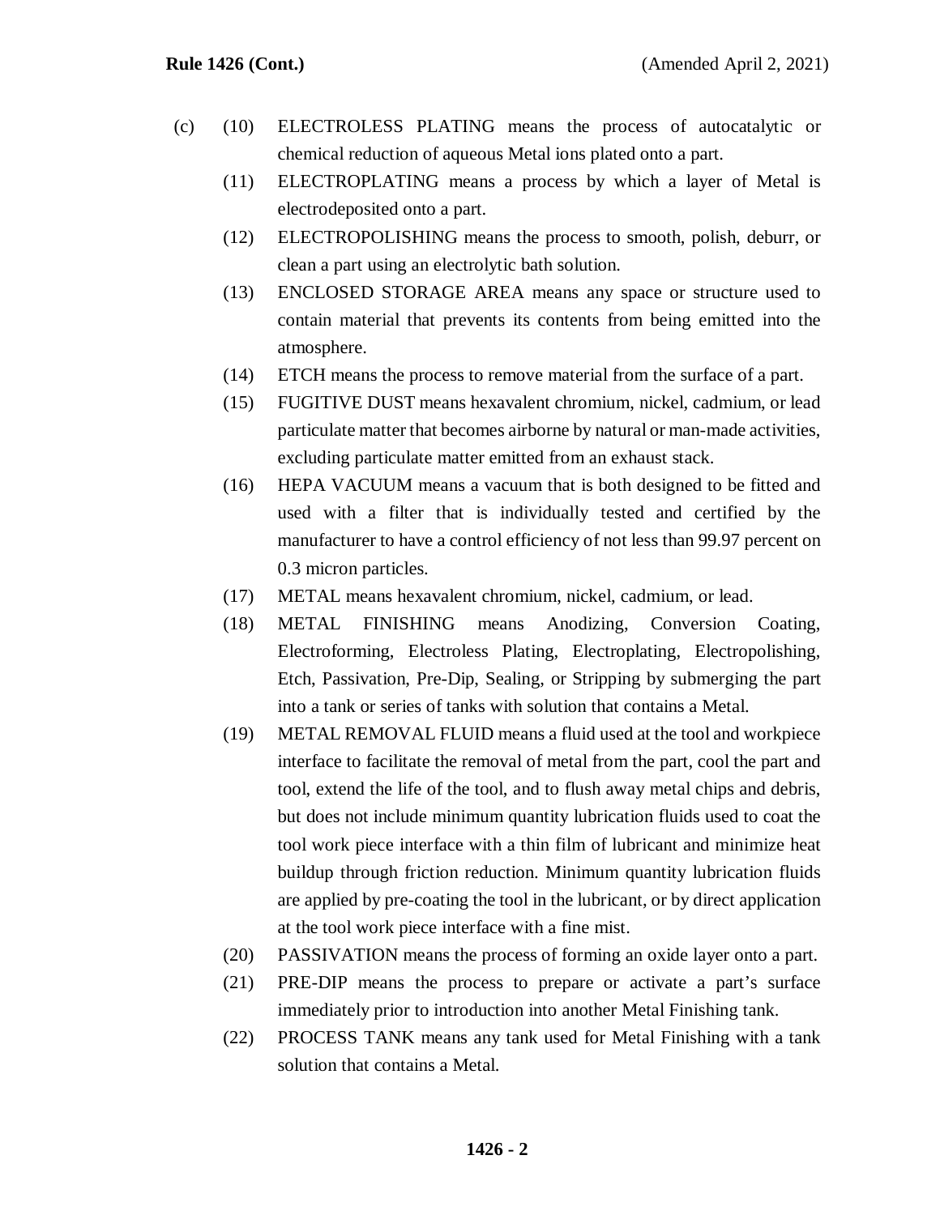(c) (10) ELECTROLESS PLATING means the process of autocatalytic or chemical reduction of aqueous Metal ions plated onto a part.

(11) ELECTROPLATING means a process by which a layer of Metal is electrodeposited onto a part.

(12) ELECTROPOLISHING means the process to smooth, polish, deburr, or clean a part using an electrolytic bath solution.

(13) ENCLOSED STORAGE AREA means any space or structure used to contain material that prevents its contents from being emitted into the atmosphere.

(14) ETCH means the process to remove material from the surface of a part.

(15) FUGITIVE DUST means hexavalent chromium, nickel, cadmium, or lead particulate matter that becomes airborne by natural or man-made activities, excluding particulate matter emitted from an exhaust stack.

(16) HEPA VACUUM means a vacuum that is both designed to be fitted and used with a filter that is individually tested and certified by the manufacturer to have a control efficiency of not less than 99.97 percent on 0.3 micron particles.

(17) METAL means hexavalent chromium, nickel, cadmium, or lead.

(18) METAL FINISHING means Anodizing, Conversion Coating, Electroforming, Electroless Plating, Electroplating, Electropolishing, Etch, Passivation, Pre-Dip, Sealing, or Stripping by submerging the part into a tank or series of tanks with solution that contains a Metal.

(19) METAL REMOVAL FLUID means a fluid used at the tool and workpiece interface to facilitate the removal of metal from the part, cool the part and tool, extend the life of the tool, and to flush away metal chips and debris, but does not include minimum quantity lubrication fluids used to coat the tool work piece interface with a thin film of lubricant and minimize heat buildup through friction reduction. Minimum quantity lubrication fluids are applied by pre-coating the tool in the lubricant, or by direct application at the tool work piece interface with a fine mist.

(20) PASSIVATION means the process of forming an oxide layer onto a part.

(21) PRE-DIP means the process to prepare or activate a part's surface immediately prior to introduction into another Metal Finishing tank.

(22) PROCESS TANK means any tank used for Metal Finishing with a tank solution that contains a Metal.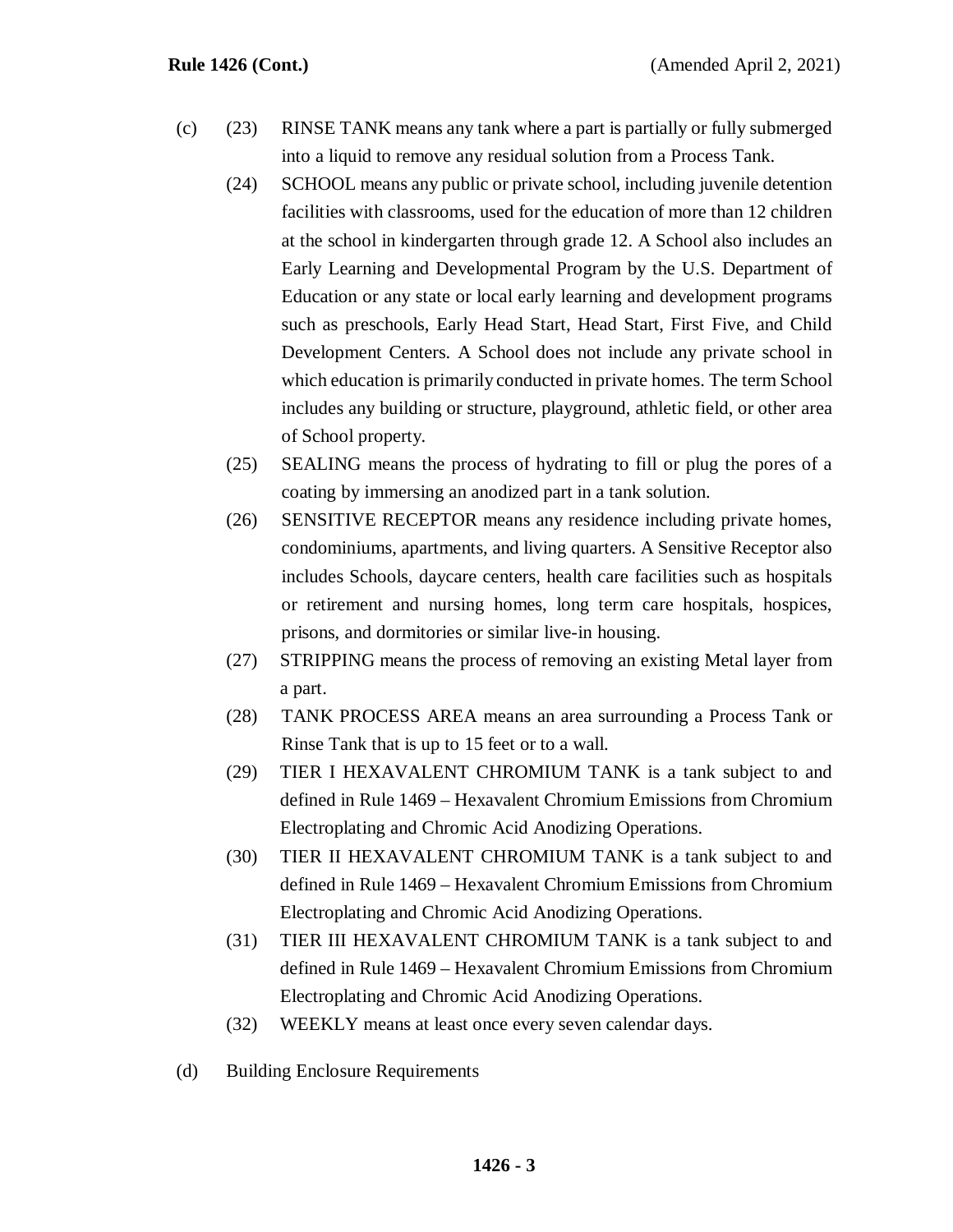(c) (23) RINSE TANK means any tank where a part is partially or fully submerged into a liquid to remove any residual solution from a Process Tank.

(24) SCHOOL means any public or private school, including juvenile detention facilities with classrooms, used for the education of more than 12 children at the school in kindergarten through grade 12. A School also includes an Early Learning and Developmental Program by the U.S. Department of Education or any state or local early learning and development programs such as preschools, Early Head Start, Head Start, First Five, and Child Development Centers. A School does not include any private school in which education is primarily conducted in private homes. The term School includes any building or structure, playground, athletic field, or other area of School property.

(25) SEALING means the process of hydrating to fill or plug the pores of a coating by immersing an anodized part in a tank solution.

(26) SENSITIVE RECEPTOR means any residence including private homes, condominiums, apartments, and living quarters. A Sensitive Receptor also includes Schools, daycare centers, health care facilities such as hospitals or retirement and nursing homes, long term care hospitals, hospices, prisons, and dormitories or similar live-in housing.

(27) STRIPPING means the process of removing an existing Metal layer from a part.

(28) TANK PROCESS AREA means an area surrounding a Process Tank or Rinse Tank that is up to 15 feet or to a wall.

(29) TIER I HEXAVALENT CHROMIUM TANK is a tank subject to and defined in Rule 1469 – Hexavalent Chromium Emissions from Chromium Electroplating and Chromic Acid Anodizing Operations.

(30) TIER II HEXAVALENT CHROMIUM TANK is a tank subject to and defined in Rule 1469 – Hexavalent Chromium Emissions from Chromium Electroplating and Chromic Acid Anodizing Operations.

(31) TIER III HEXAVALENT CHROMIUM TANK is a tank subject to and defined in Rule 1469 – Hexavalent Chromium Emissions from Chromium Electroplating and Chromic Acid Anodizing Operations.

(32) WEEKLY means at least once every seven calendar days.

(d) Building Enclosure Requirements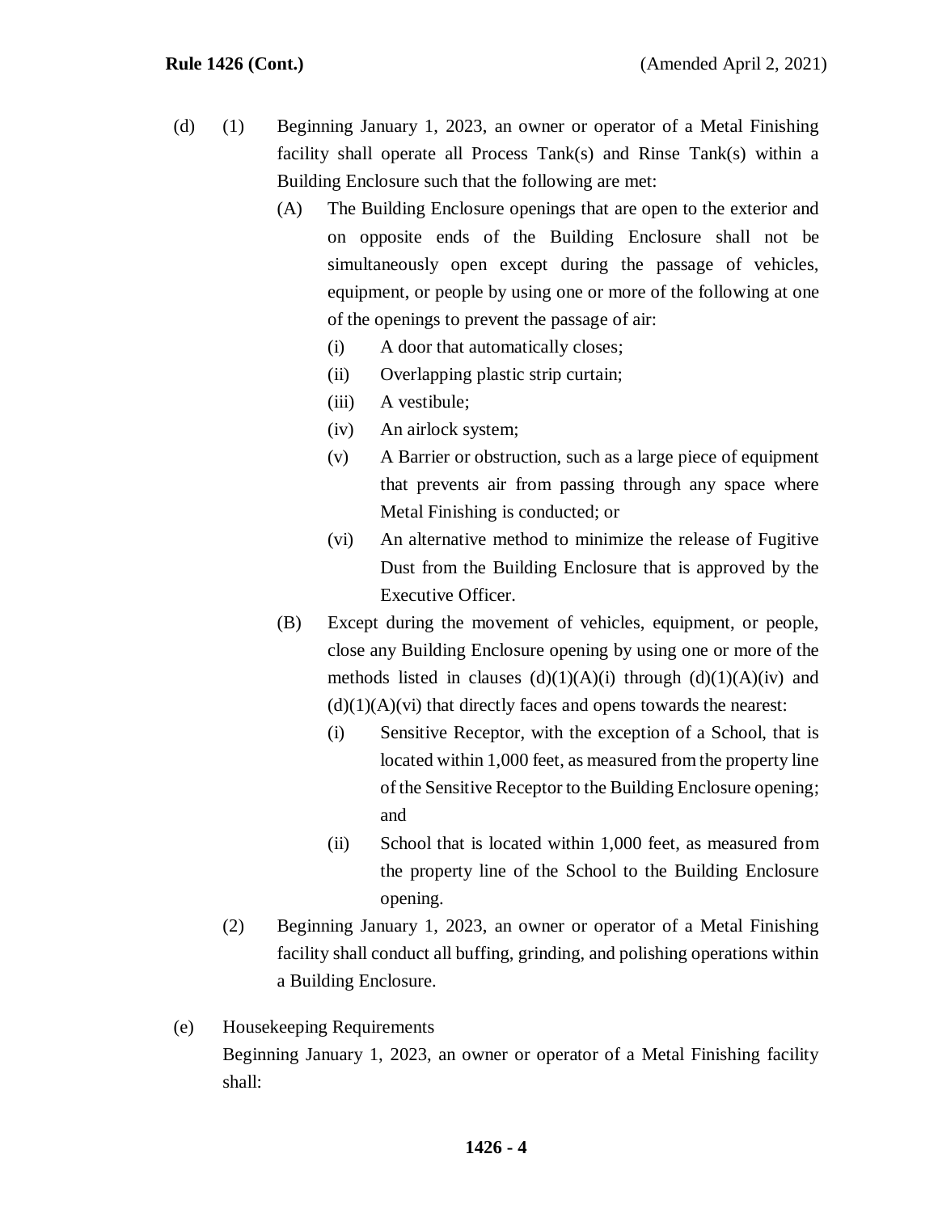(d) (1) Beginning January 1, 2023, an owner or operator of a Metal Finishing facility shall operate all Process Tank(s) and Rinse Tank(s) within a Building Enclosure such that the following are met:

(A) The Building Enclosure openings that are open to the exterior and on opposite ends of the Building Enclosure shall not be simultaneously open except during the passage of vehicles, equipment, or people by using one or more of the following at one of the openings to prevent the passage of air:

(i) A door that automatically closes;

(ii) Overlapping plastic strip curtain;

(iii) A vestibule;

(iv) An airlock system;

(v) A Barrier or obstruction, such as a large piece of equipment that prevents air from passing through any space where Metal Finishing is conducted; or

(vi) An alternative method to minimize the release of Fugitive Dust from the Building Enclosure that is approved by the Executive Officer.

(B) Except during the movement of vehicles, equipment, or people, close any Building Enclosure opening by using one or more of the methods listed in clauses (d)(1)(A)(i) through (d)(1)(A)(iv) and (d)(1)(A)(vi) that directly faces and opens towards the nearest:

(i) Sensitive Receptor, with the exception of a School, that is located within 1,000 feet, as measured from the property line of the Sensitive Receptor to the Building Enclosure opening; and

(ii) School that is located within 1,000 feet, as measured from the property line of the School to the Building Enclosure opening.

(2) Beginning January 1, 2023, an owner or operator of a Metal Finishing facility shall conduct all buffing, grinding, and polishing operations within a Building Enclosure.

(e) Housekeeping Requirements

Beginning January 1, 2023, an owner or operator of a Metal Finishing facility shall: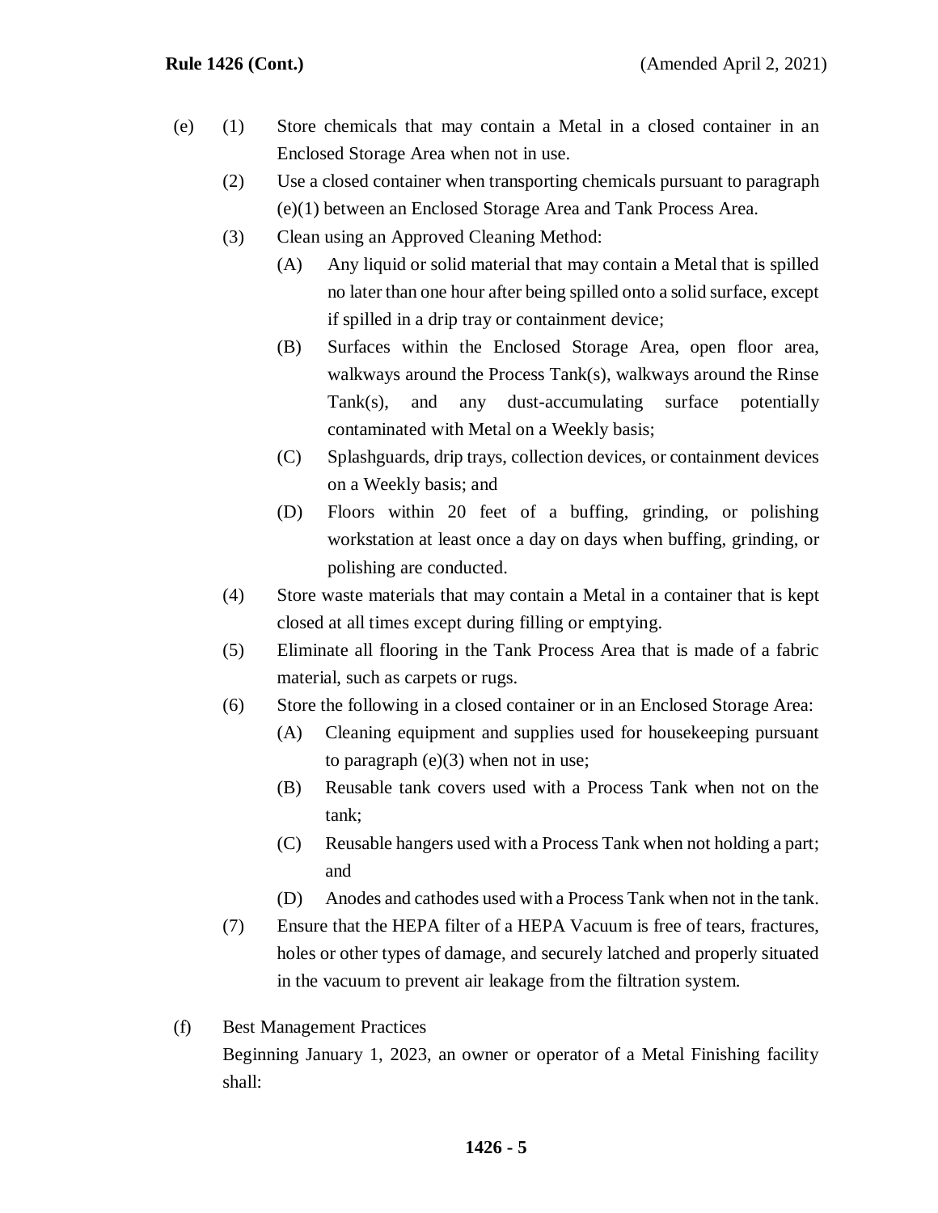(e) (1) Store chemicals that may contain a Metal in a closed container in an Enclosed Storage Area when not in use.

(2) Use a closed container when transporting chemicals pursuant to paragraph (e)(1) between an Enclosed Storage Area and Tank Process Area.

(3) Clean using an Approved Cleaning Method:

(A) Any liquid or solid material that may contain a Metal that is spilled no later than one hour after being spilled onto a solid surface, except if spilled in a drip tray or containment device;

(B) Surfaces within the Enclosed Storage Area, open floor area, walkways around the Process Tank(s), walkways around the Rinse Tank(s), and any dust-accumulating surface potentially contaminated with Metal on a Weekly basis;

(C) Splashguards, drip trays, collection devices, or containment devices on a Weekly basis; and

(D) Floors within 20 feet of a buffing, grinding, or polishing workstation at least once a day on days when buffing, grinding, or polishing are conducted.

(4) Store waste materials that may contain a Metal in a container that is kept closed at all times except during filling or emptying.

(5) Eliminate all flooring in the Tank Process Area that is made of a fabric material, such as carpets or rugs.

(6) Store the following in a closed container or in an Enclosed Storage Area:

(A) Cleaning equipment and supplies used for housekeeping pursuant to paragraph (e)(3) when not in use;

(B) Reusable tank covers used with a Process Tank when not on the tank;

(C) Reusable hangers used with a Process Tank when not holding a part; and

(D) Anodes and cathodes used with a Process Tank when not in the tank.

(7) Ensure that the HEPA filter of a HEPA Vacuum is free of tears, fractures, holes or other types of damage, and securely latched and properly situated in the vacuum to prevent air leakage from the filtration system.

(f) Best Management Practices

Beginning January 1, 2023, an owner or operator of a Metal Finishing facility shall: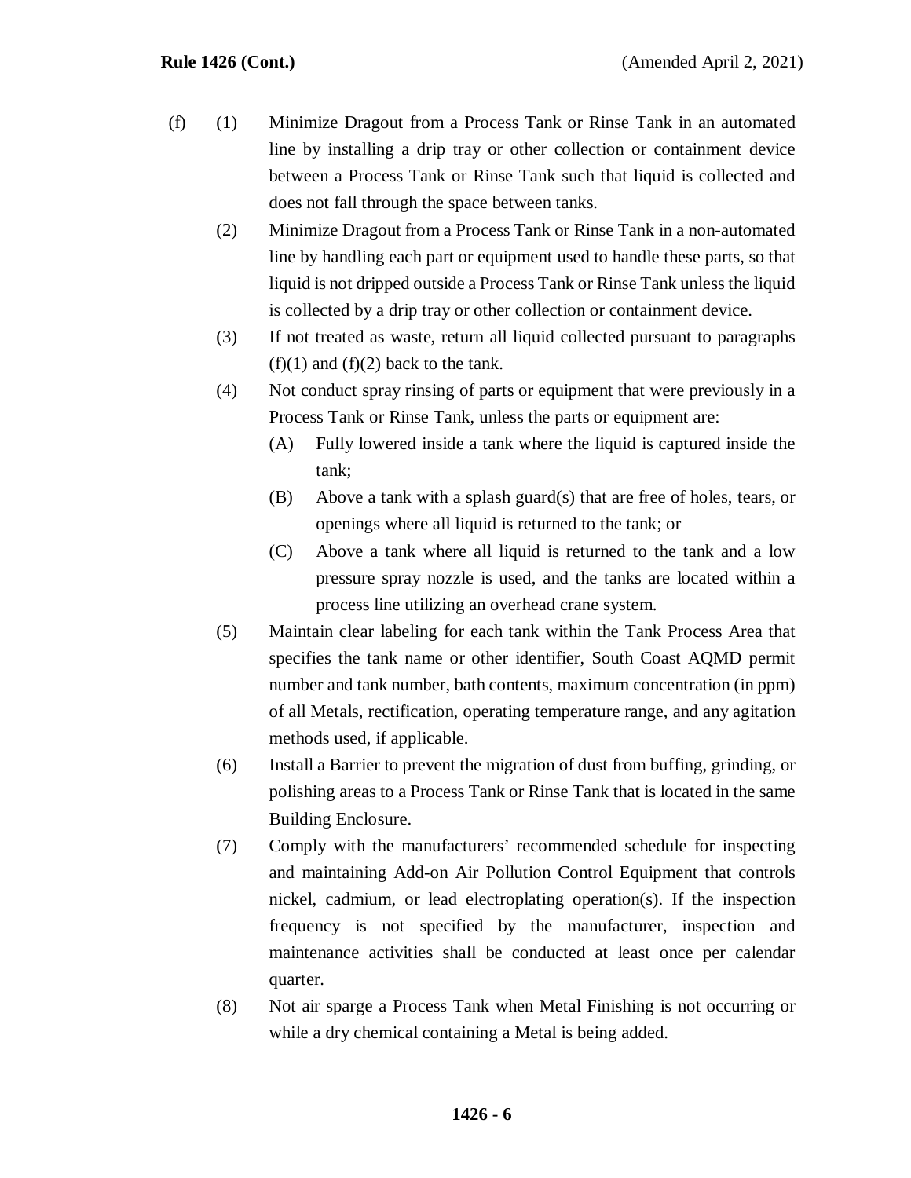(f) (1) Minimize Dragout from a Process Tank or Rinse Tank in an automated line by installing a drip tray or other collection or containment device between a Process Tank or Rinse Tank such that liquid is collected and does not fall through the space between tanks.

(2) Minimize Dragout from a Process Tank or Rinse Tank in a non-automated line by handling each part or equipment used to handle these parts, so that liquid is not dripped outside a Process Tank or Rinse Tank unless the liquid is collected by a drip tray or other collection or containment device.

(3) If not treated as waste, return all liquid collected pursuant to paragraphs (f)(1) and (f)(2) back to the tank.

(4) Not conduct spray rinsing of parts or equipment that were previously in a Process Tank or Rinse Tank, unless the parts or equipment are:

(A) Fully lowered inside a tank where the liquid is captured inside the tank;

(B) Above a tank with a splash guard(s) that are free of holes, tears, or openings where all liquid is returned to the tank; or

(C) Above a tank where all liquid is returned to the tank and a low pressure spray nozzle is used, and the tanks are located within a process line utilizing an overhead crane system.

(5) Maintain clear labeling for each tank within the Tank Process Area that specifies the tank name or other identifier, South Coast AQMD permit number and tank number, bath contents, maximum concentration (in ppm) of all Metals, rectification, operating temperature range, and any agitation methods used, if applicable.

(6) Install a Barrier to prevent the migration of dust from buffing, grinding, or polishing areas to a Process Tank or Rinse Tank that is located in the same Building Enclosure.

(7) Comply with the manufacturers' recommended schedule for inspecting and maintaining Add-on Air Pollution Control Equipment that controls nickel, cadmium, or lead electroplating operation(s). If the inspection frequency is not specified by the manufacturer, inspection and maintenance activities shall be conducted at least once per calendar quarter.

(8) Not air sparge a Process Tank when Metal Finishing is not occurring or while a dry chemical containing a Metal is being added.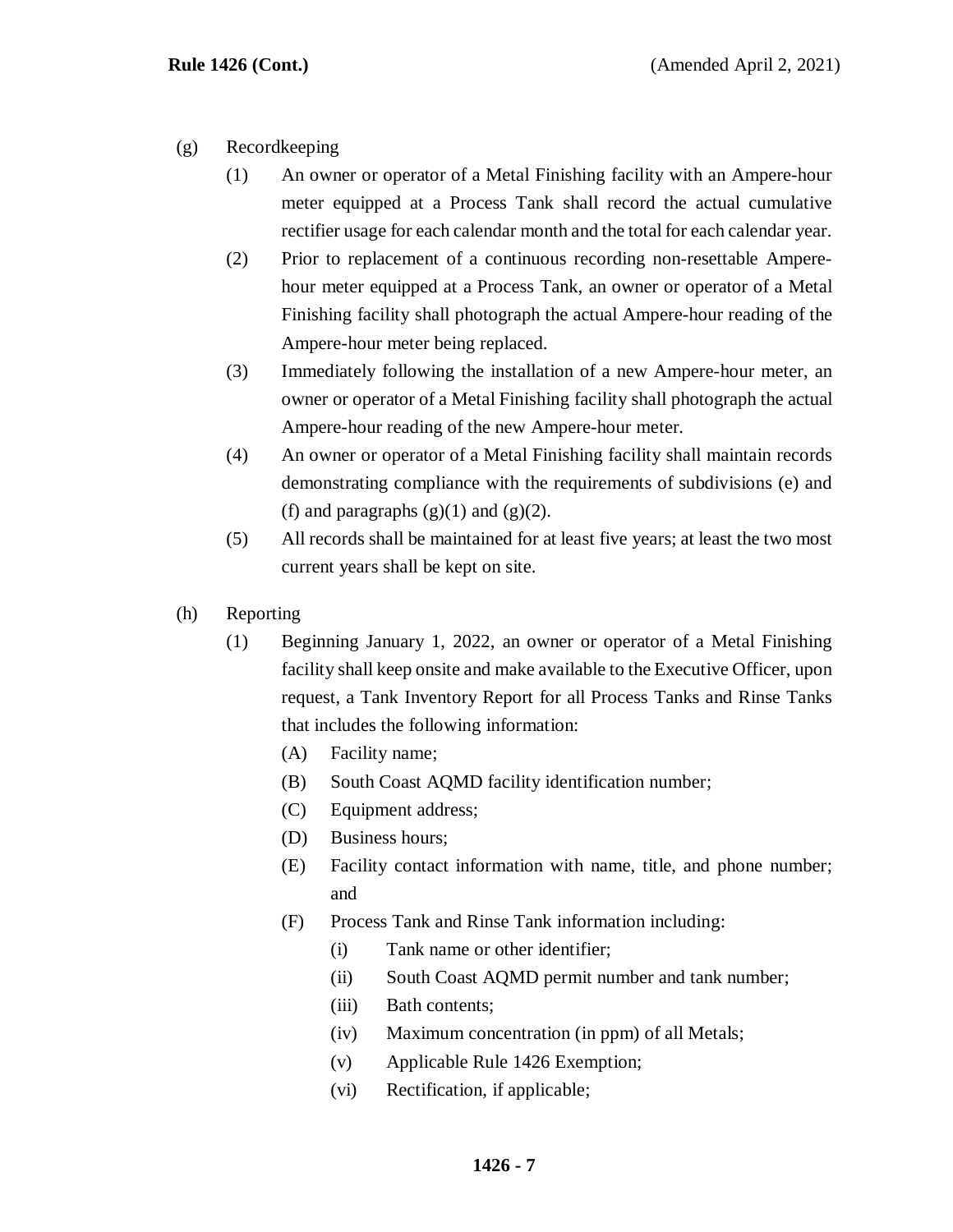(g) Recordkeeping

(1) An owner or operator of a Metal Finishing facility with an Ampere-hour meter equipped at a Process Tank shall record the actual cumulative rectifier usage for each calendar month and the total for each calendar year.

(2) Prior to replacement of a continuous recording non-resettable Ampere-hour meter equipped at a Process Tank, an owner or operator of a Metal Finishing facility shall photograph the actual Ampere-hour reading of the Ampere-hour meter being replaced.

(3) Immediately following the installation of a new Ampere-hour meter, an owner or operator of a Metal Finishing facility shall photograph the actual Ampere-hour reading of the new Ampere-hour meter.

(4) An owner or operator of a Metal Finishing facility shall maintain records demonstrating compliance with the requirements of subdivisions (e) and (f) and paragraphs (g)(1) and (g)(2).

(5) All records shall be maintained for at least five years; at least the two most current years shall be kept on site.

(h) Reporting

(1) Beginning January 1, 2022, an owner or operator of a Metal Finishing facility shall keep onsite and make available to the Executive Officer, upon request, a Tank Inventory Report for all Process Tanks and Rinse Tanks that includes the following information:

(A) Facility name;

(B) South Coast AQMD facility identification number;

(C) Equipment address;

(D) Business hours;

(E) Facility contact information with name, title, and phone number; and

(F) Process Tank and Rinse Tank information including:

(i) Tank name or other identifier;

(ii) South Coast AQMD permit number and tank number;

(iii) Bath contents;

(iv) Maximum concentration (in ppm) of all Metals;

(v) Applicable Rule 1426 Exemption;

(vi) Rectification, if applicable;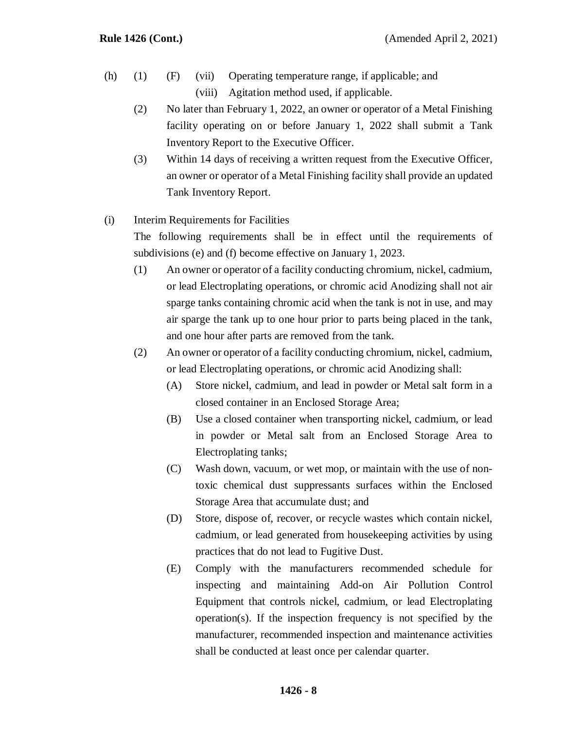(h) (1) (F) (vii) Operating temperature range, if applicable; and

(viii) Agitation method used, if applicable.

(2) No later than February 1, 2022, an owner or operator of a Metal Finishing facility operating on or before January 1, 2022 shall submit a Tank Inventory Report to the Executive Officer.

(3) Within 14 days of receiving a written request from the Executive Officer, an owner or operator of a Metal Finishing facility shall provide an updated Tank Inventory Report.

(i) Interim Requirements for Facilities

The following requirements shall be in effect until the requirements of subdivisions (e) and (f) become effective on January 1, 2023.

(1) An owner or operator of a facility conducting chromium, nickel, cadmium, or lead Electroplating operations, or chromic acid Anodizing shall not air sparge tanks containing chromic acid when the tank is not in use, and may air sparge the tank up to one hour prior to parts being placed in the tank, and one hour after parts are removed from the tank.

(2) An owner or operator of a facility conducting chromium, nickel, cadmium, or lead Electroplating operations, or chromic acid Anodizing shall:

(A) Store nickel, cadmium, and lead in powder or Metal salt form in a closed container in an Enclosed Storage Area;

(B) Use a closed container when transporting nickel, cadmium, or lead in powder or Metal salt from an Enclosed Storage Area to Electroplating tanks;

(C) Wash down, vacuum, or wet mop, or maintain with the use of non-toxic chemical dust suppressants surfaces within the Enclosed Storage Area that accumulate dust; and

(D) Store, dispose of, recover, or recycle wastes which contain nickel, cadmium, or lead generated from housekeeping activities by using practices that do not lead to Fugitive Dust.

(E) Comply with the manufacturers recommended schedule for inspecting and maintaining Add-on Air Pollution Control Equipment that controls nickel, cadmium, or lead Electroplating operation(s). If the inspection frequency is not specified by the manufacturer, recommended inspection and maintenance activities shall be conducted at least once per calendar quarter.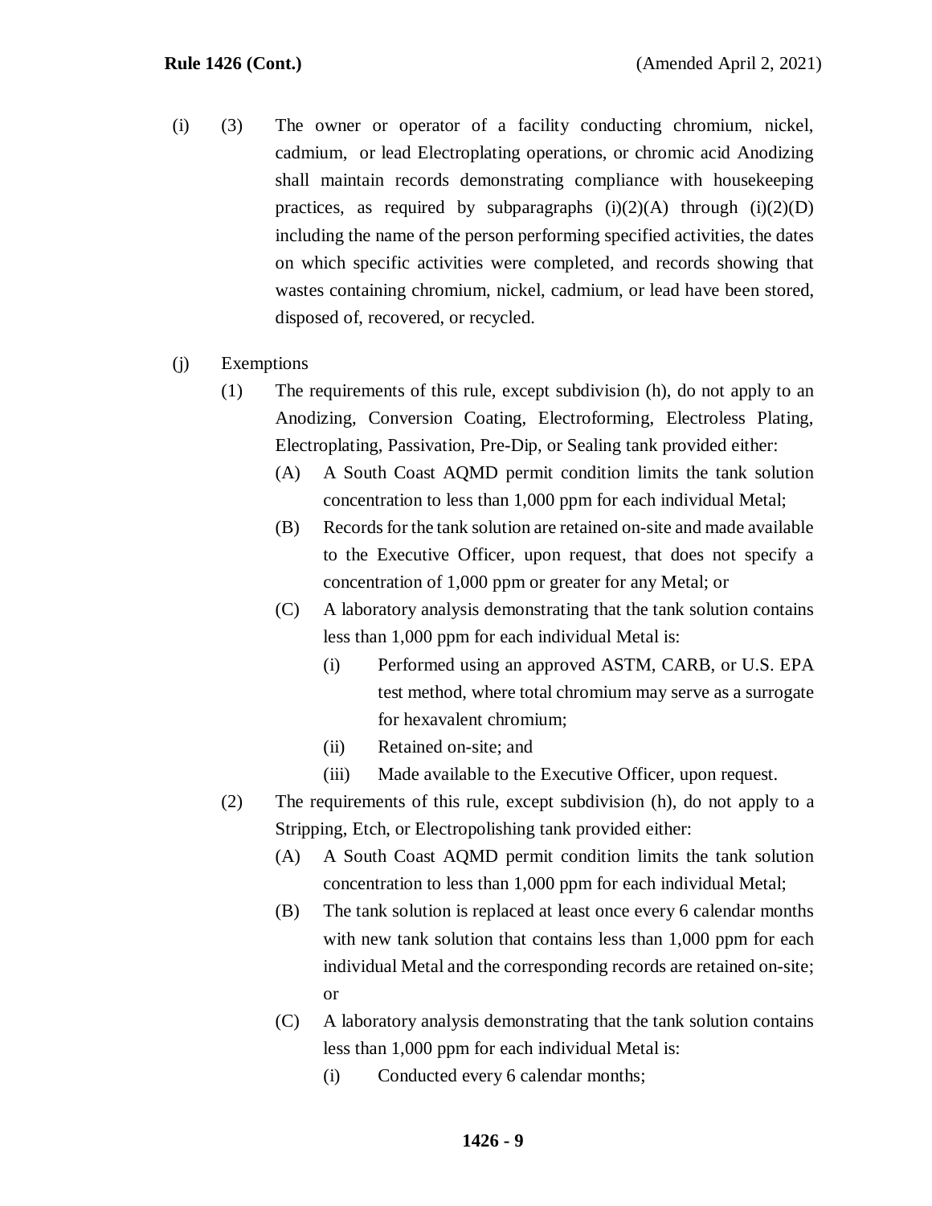(i) (3) The owner or operator of a facility conducting chromium, nickel, cadmium, or lead Electroplating operations, or chromic acid Anodizing shall maintain records demonstrating compliance with housekeeping practices, as required by subparagraphs (i)(2)(A) through (i)(2)(D) including the name of the person performing specified activities, the dates on which specific activities were completed, and records showing that wastes containing chromium, nickel, cadmium, or lead have been stored, disposed of, recovered, or recycled.

(j) Exemptions

(1) The requirements of this rule, except subdivision (h), do not apply to an Anodizing, Conversion Coating, Electroforming, Electroless Plating, Electroplating, Passivation, Pre-Dip, or Sealing tank provided either:

(A) A South Coast AQMD permit condition limits the tank solution concentration to less than 1,000 ppm for each individual Metal;

(B) Records for the tank solution are retained on-site and made available to the Executive Officer, upon request, that does not specify a concentration of 1,000 ppm or greater for any Metal; or

(C) A laboratory analysis demonstrating that the tank solution contains less than 1,000 ppm for each individual Metal is:

(i) Performed using an approved ASTM, CARB, or U.S. EPA test method, where total chromium may serve as a surrogate for hexavalent chromium;

(ii) Retained on-site; and

(iii) Made available to the Executive Officer, upon request.

(2) The requirements of this rule, except subdivision (h), do not apply to a Stripping, Etch, or Electropolishing tank provided either:

(A) A South Coast AQMD permit condition limits the tank solution concentration to less than 1,000 ppm for each individual Metal;

(B) The tank solution is replaced at least once every 6 calendar months with new tank solution that contains less than 1,000 ppm for each individual Metal and the corresponding records are retained on-site; or

(C) A laboratory analysis demonstrating that the tank solution contains less than 1,000 ppm for each individual Metal is:

(i) Conducted every 6 calendar months;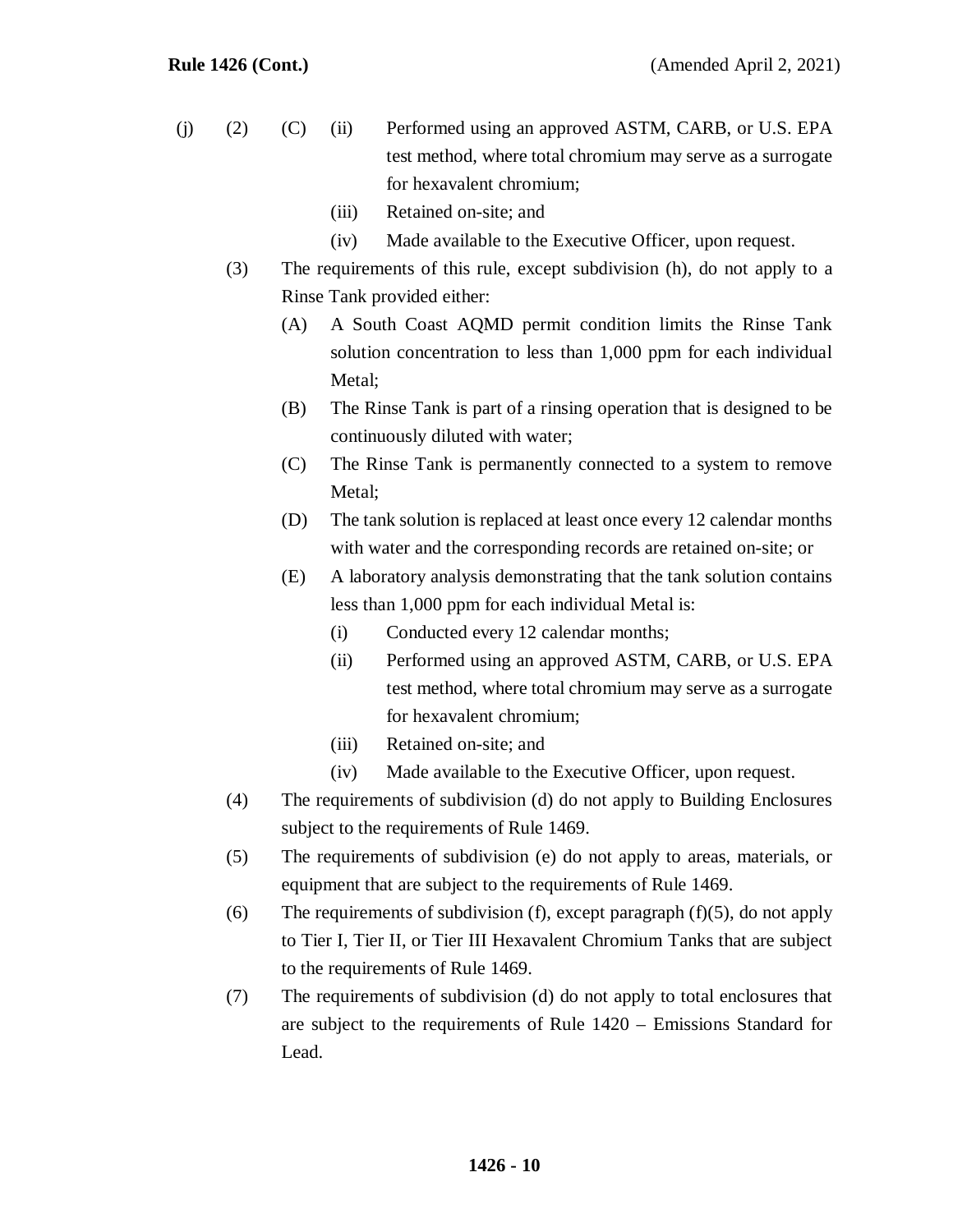(j) (2) (C) (ii) Performed using an approved ASTM, CARB, or U.S. EPA test method, where total chromium may serve as a surrogate for hexavalent chromium;

(iii) Retained on-site; and

(iv) Made available to the Executive Officer, upon request.

(3) The requirements of this rule, except subdivision (h), do not apply to a Rinse Tank provided either:

(A) A South Coast AQMD permit condition limits the Rinse Tank solution concentration to less than 1,000 ppm for each individual Metal;

(B) The Rinse Tank is part of a rinsing operation that is designed to be continuously diluted with water;

(C) The Rinse Tank is permanently connected to a system to remove Metal;

(D) The tank solution is replaced at least once every 12 calendar months with water and the corresponding records are retained on-site; or

(E) A laboratory analysis demonstrating that the tank solution contains less than 1,000 ppm for each individual Metal is:

(i) Conducted every 12 calendar months;

(ii) Performed using an approved ASTM, CARB, or U.S. EPA test method, where total chromium may serve as a surrogate for hexavalent chromium;

(iii) Retained on-site; and

(iv) Made available to the Executive Officer, upon request.

(4) The requirements of subdivision (d) do not apply to Building Enclosures subject to the requirements of Rule 1469.

(5) The requirements of subdivision (e) do not apply to areas, materials, or equipment that are subject to the requirements of Rule 1469.

(6) The requirements of subdivision (f), except paragraph (f)(5), do not apply to Tier I, Tier II, or Tier III Hexavalent Chromium Tanks that are subject to the requirements of Rule 1469.

(7) The requirements of subdivision (d) do not apply to total enclosures that are subject to the requirements of Rule 1420 – Emissions Standard for Lead.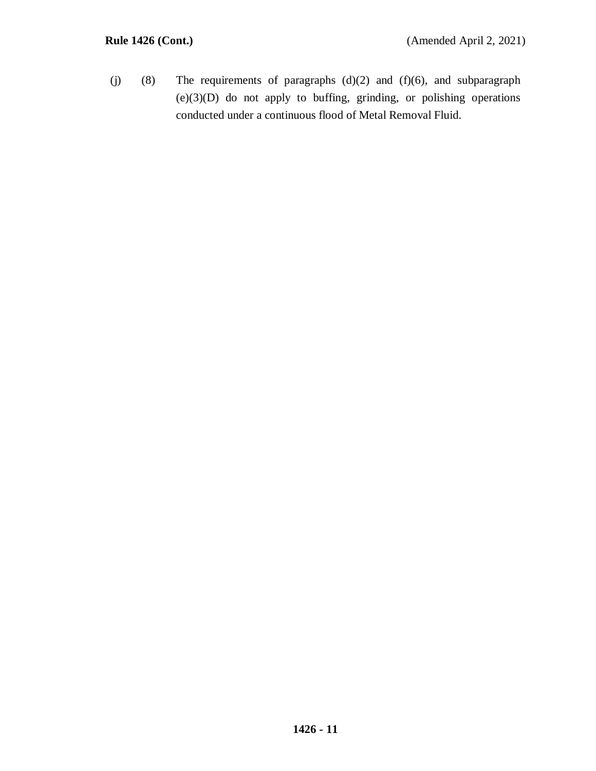(j) (8) The requirements of paragraphs (d)(2) and (f)(6), and subparagraph (e)(3)(D) do not apply to buffing, grinding, or polishing operations conducted under a continuous flood of Metal Removal Fluid.